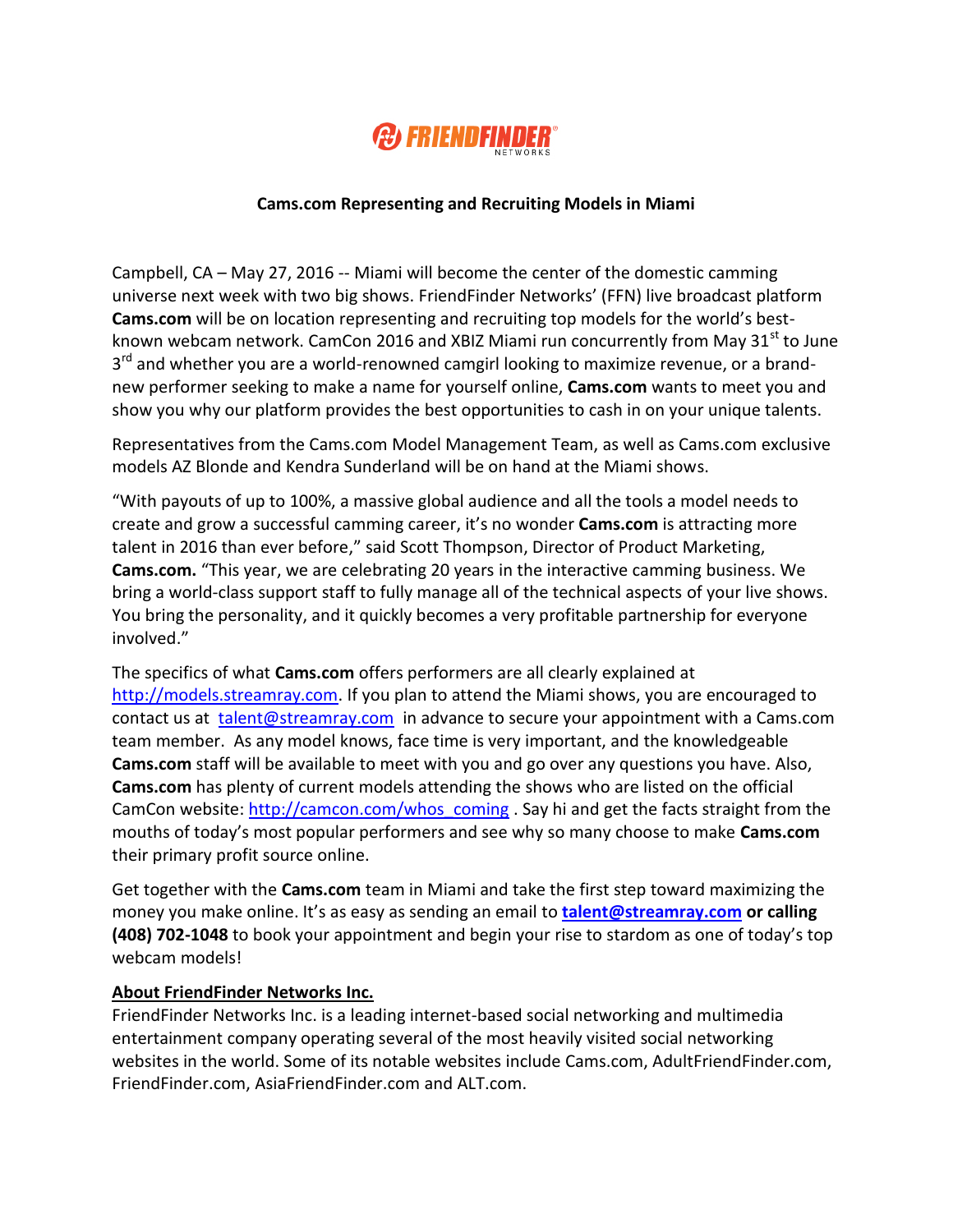FRIENDFINDER NETWORKS

**Cams.com Representing and Recruiting Models in Miami**

Campbell, CA – May 27, 2016 -- Miami will become the center of the domestic camming universe next week with two big shows. FriendFinder Networks' (FFN) live broadcast platform **Cams.com** will be on location representing and recruiting top models for the world's best-known webcam network. CamCon 2016 and XBIZ Miami run concurrently from May 31st to June 3rd and whether you are a world-renowned camgirl looking to maximize revenue, or a brand-new performer seeking to make a name for yourself online, **Cams.com** wants to meet you and show you why our platform provides the best opportunities to cash in on your unique talents.

Representatives from the Cams.com Model Management Team, as well as Cams.com exclusive models AZ Blonde and Kendra Sunderland will be on hand at the Miami shows.

"With payouts of up to 100%, a massive global audience and all the tools a model needs to create and grow a successful camming career, it's no wonder **Cams.com** is attracting more talent in 2016 than ever before," said Scott Thompson, Director of Product Marketing, **Cams.com.** "This year, we are celebrating 20 years in the interactive camming business. We bring a world-class support staff to fully manage all of the technical aspects of your live shows. You bring the personality, and it quickly becomes a very profitable partnership for everyone involved."

The specifics of what **Cams.com** offers performers are all clearly explained at http://models.streamray.com. If you plan to attend the Miami shows, you are encouraged to contact us at talent@streamray.com in advance to secure your appointment with a Cams.com team member. As any model knows, face time is very important, and the knowledgeable **Cams.com** staff will be available to meet with you and go over any questions you have. Also, **Cams.com** has plenty of current models attending the shows who are listed on the official CamCon website: http://camcon.com/whos_coming . Say hi and get the facts straight from the mouths of today's most popular performers and see why so many choose to make **Cams.com** their primary profit source online.

Get together with the **Cams.com** team in Miami and take the first step toward maximizing the money you make online. It's as easy as sending an email to **talent@streamray.com or calling (408) 702-1048** to book your appointment and begin your rise to stardom as one of today's top webcam models!

**About FriendFinder Networks Inc.**

FriendFinder Networks Inc. is a leading internet-based social networking and multimedia entertainment company operating several of the most heavily visited social networking websites in the world. Some of its notable websites include Cams.com, AdultFriendFinder.com, FriendFinder.com, AsiaFriendFinder.com and ALT.com.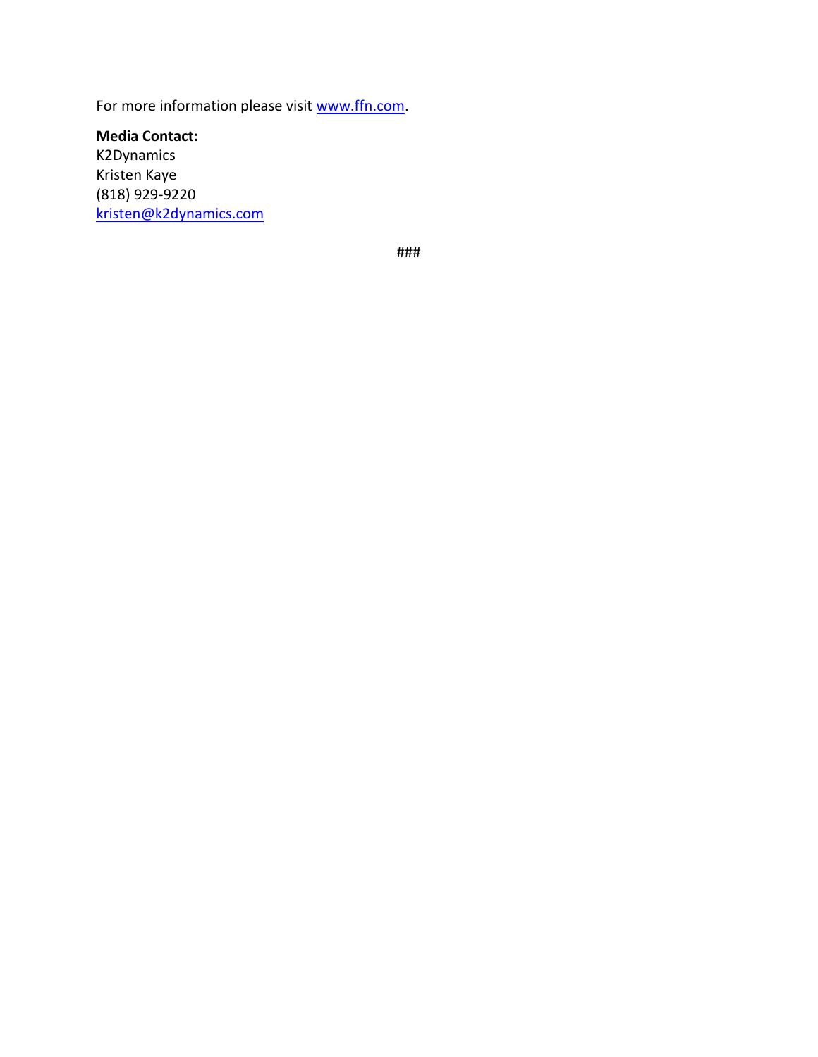For more information please visit www.ffn.com.

**Media Contact:**
K2Dynamics
Kristen Kaye
(818) 929-9220
kristen@k2dynamics.com

###